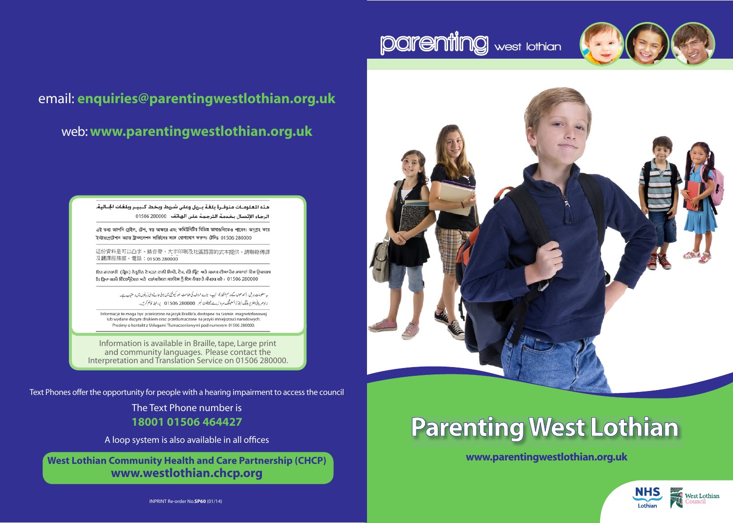email: **enquiries@parentingwestlothian.org.uk**

web: **www.parentingwestlothian.org.uk**

هذه المعلومات متوفرة بلغة بريل وعلى شريط وبخط كبير وبلغات الجالية.
الرجاء الإتصال بخدمة الترجمة على الهاتف 01506 280000

এই তথ্য আপনি ব্রেইল, টেপ, বড় অক্ষরে এবং কমিউনিটির বিভিন্ন ভাষাগুলিতেও পাবেন। অনুগ্রহ করে ইন্টারপ্রেটেশন অ্যান্ড ট্রান্সলেশন সার্ভিসের সঙ্গে যোগাযোগ করুন। টেলিঃ 01506 280000

這份資料是可以凸字、錄音帶、大字印刷及社區語言的式本提供。請聯絡傳譯及翻譯服務部，電話：01506 280000

ਇਹ ਜਾਣਕਾਰੀ (ਬ੍ਰੇਲ) ਨੇਤ੍ਰਹੀਨ ਦੇ ਪੜਣ ਵਾਲੀ ਲਿਪੀ, ਟੇਪ, ਵੱਡੇ ਪ੍ਰਿੰਟ ਅਤੇ ਸਮਾਜ ਦੀਆਂ ਹੋਰ ਭਾਸ਼ਾਵਾਂ ਵਿਚ ਉਪਲਬਧ ਹੈ। ਕ੍ਰਿਪਾ ਕਰਕੇ ਇੰਟਰਪ੍ਰੈਟੇਸ਼ਨ ਅਤੇ ਟ੍ਰਾਂਸਲੇਸ਼ਨ ਸਰਵਿਸ ਨੂੰ ਇਸ ਨੰਬਰ ਤੇ ਸੰਪਰਕ ਕਰੋ : 01506 280000

یہ معلومات بریل (ابھرے ہوئے حروف)، ٹیپ، بڑے حروف کی طباعت اور کمیونٹی میں بولی جانے والی زبانوں میں دستیاب ہے۔
براہ مہربانی انٹرپریٹنگ اینڈ ٹرانسلیٹنگ سروس سے ٹیلیفون نمبر 01506 280000 پر رابطہ قائم کریں۔

Informacje te moga byc przelozone na jezyk Braille'a, dostepne na tasmie magnetofonowej lub wydane duzym drukiem oraz przetlumaczone na jezyki mniejszosci narodowych. Prosimy o kontakt z Uslugami Tlumaczeniowymi pod numerem 01506 280000.

Information is available in Braille, tape, Large print and community languages. Please contact the Interpretation and Translation Service on 01506 280000.

Text Phones offer the opportunity for people with a hearing impairment to access the council

The Text Phone number is
**18001 01506 464427**

A loop system is also available in all offices

**West Lothian Community Health and Care Partnership (CHCP)**
**www.westlothian.chcp.org**

INPRINT Re-order No.**SP60** (01/14)

parenting west lothian

# Parenting West Lothian

**www.parentingwestlothian.org.uk**

NHS Lothian

West Lothian Council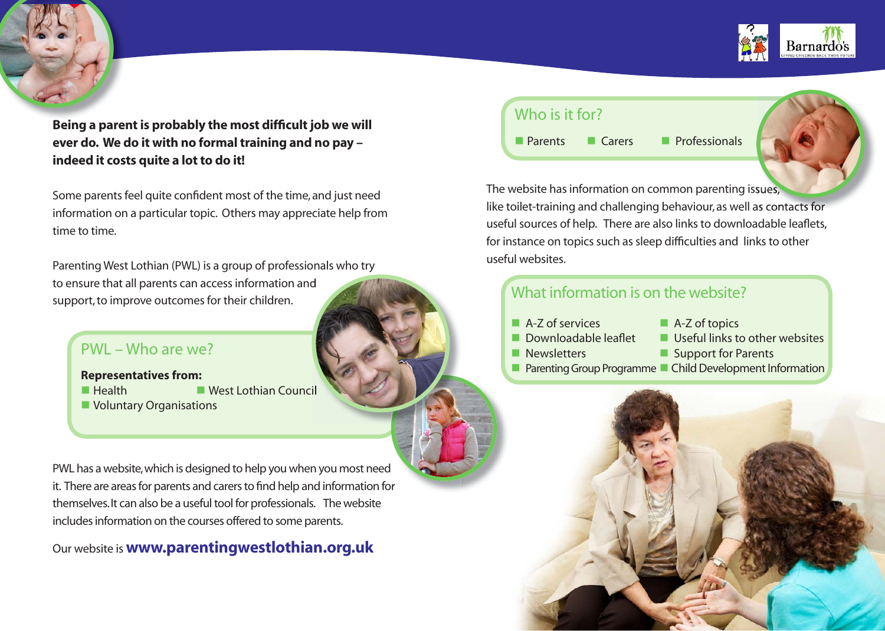**Being a parent is probably the most difficult job we will ever do. We do it with no formal training and no pay – indeed it costs quite a lot to do it!**

Some parents feel quite confident most of the time, and just need information on a particular topic. Others may appreciate help from time to time.

Parenting West Lothian (PWL) is a group of professionals who try to ensure that all parents can access information and support, to improve outcomes for their children.

## PWL – Who are we?

**Representatives from:**

- Health
- West Lothian Council
- Voluntary Organisations

PWL has a website, which is designed to help you when you most need it. There are areas for parents and carers to find help and information for themselves. It can also be a useful tool for professionals. The website includes information on the courses offered to some parents.

Our website is **www.parentingwestlothian.org.uk**

## Who is it for?

- Parents
- Carers
- Professionals

The website has information on common parenting issues, like toilet-training and challenging behaviour, as well as contacts for useful sources of help. There are also links to downloadable leaflets, for instance on topics such as sleep difficulties and links to other useful websites.

## What information is on the website?

- A-Z of services
- A-Z of topics
- Downloadable leaflet
- Useful links to other websites
- Newsletters
- Support for Parents
- Parenting Group Programme
- Child Development Information